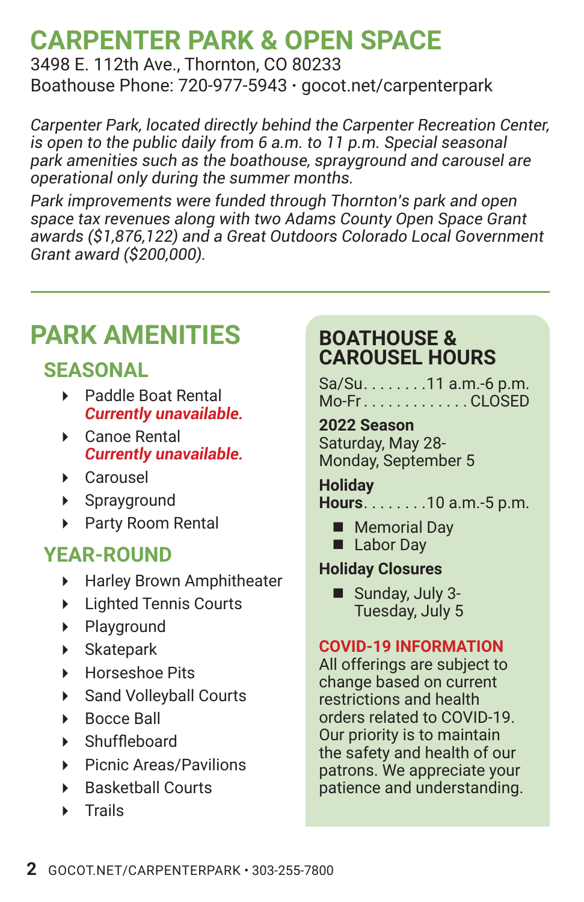# CARPENTER PARK & OPEN SPACE

3498 E. 112th Ave., Thornton, CO 80233
Boathouse Phone: 720-977-5943 • gocot.net/carpenterpark

*Carpenter Park, located directly behind the Carpenter Recreation Center, is open to the public daily from 6 a.m. to 11 p.m. Special seasonal park amenities such as the boathouse, sprayground and carousel are operational only during the summer months.*

*Park improvements were funded through Thornton's park and open space tax revenues along with two Adams County Open Space Grant awards ($1,876,122) and a Great Outdoors Colorado Local Government Grant award ($200,000).*

---

## PARK AMENITIES

### SEASONAL

- Paddle Boat Rental
  ***Currently unavailable.***
- Canoe Rental
  ***Currently unavailable.***
- Carousel
- Sprayground
- Party Room Rental

### YEAR-ROUND

- Harley Brown Amphitheater
- Lighted Tennis Courts
- Playground
- Skatepark
- Horseshoe Pits
- Sand Volleyball Courts
- Bocce Ball
- Shuffleboard
- Picnic Areas/Pavilions
- Basketball Courts
- Trails

## BOATHOUSE & CAROUSEL HOURS

Sa/Su. . . . . . . .11 a.m.-6 p.m.
Mo-Fr . . . . . . . . . . . . . CLOSED

**2022 Season**
Saturday, May 28-
Monday, September 5

**Holiday Hours**. . . . . . . .10 a.m.-5 p.m.

- Memorial Day
- Labor Day

**Holiday Closures**

- Sunday, July 3-
  Tuesday, July 5

**COVID-19 INFORMATION**
All offerings are subject to change based on current restrictions and health orders related to COVID-19. Our priority is to maintain the safety and health of our patrons. We appreciate your patience and understanding.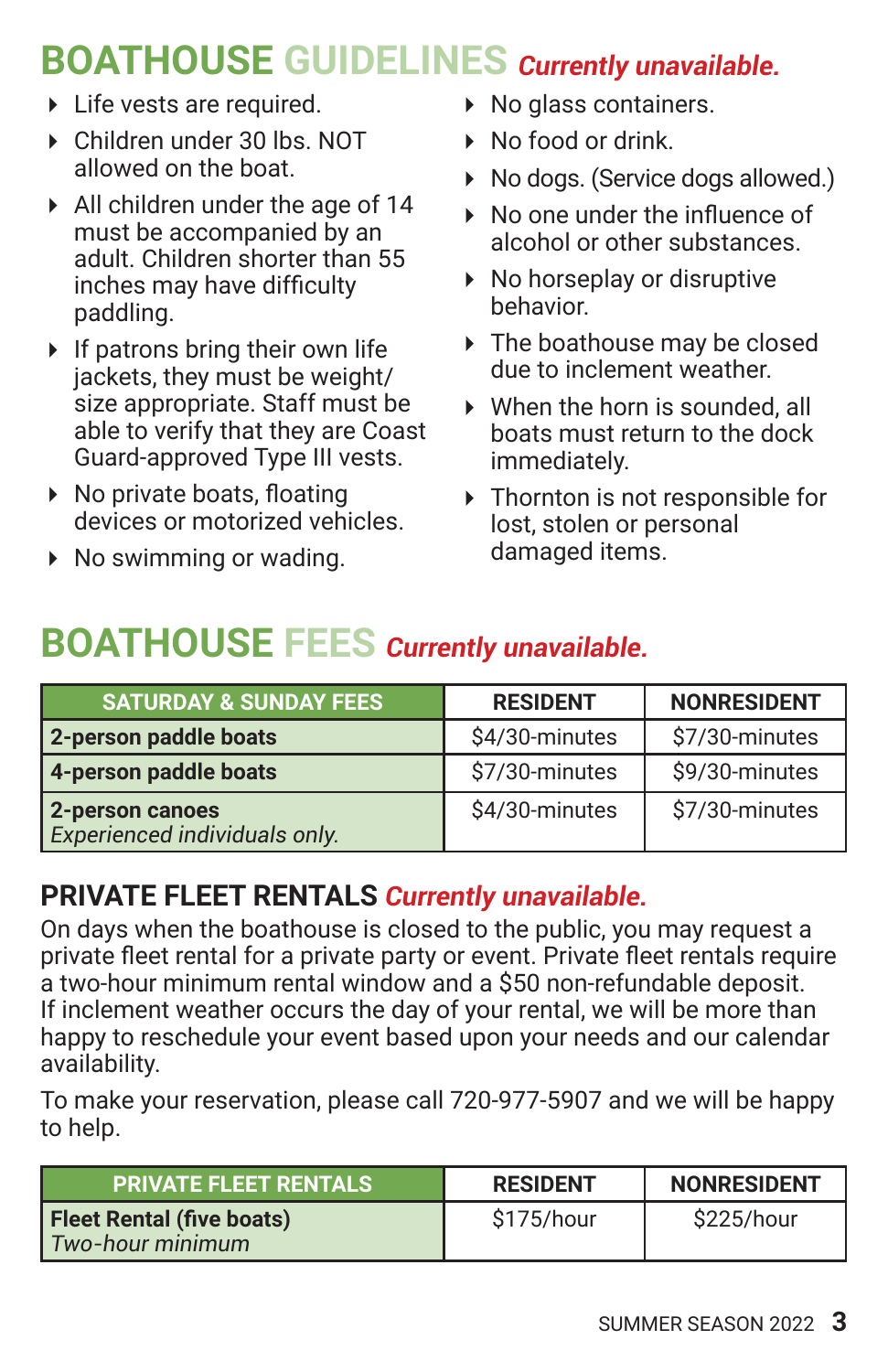## BOATHOUSE GUIDELINES *Currently unavailable.*

- Life vests are required.
- Children under 30 lbs. NOT allowed on the boat.
- All children under the age of 14 must be accompanied by an adult. Children shorter than 55 inches may have difficulty paddling.
- If patrons bring their own life jackets, they must be weight/size appropriate. Staff must be able to verify that they are Coast Guard-approved Type III vests.
- No private boats, floating devices or motorized vehicles.
- No swimming or wading.
- No glass containers.
- No food or drink.
- No dogs. (Service dogs allowed.)
- No one under the influence of alcohol or other substances.
- No horseplay or disruptive behavior.
- The boathouse may be closed due to inclement weather.
- When the horn is sounded, all boats must return to the dock immediately.
- Thornton is not responsible for lost, stolen or personal damaged items.

## BOATHOUSE FEES *Currently unavailable.*

| SATURDAY & SUNDAY FEES | RESIDENT | NONRESIDENT |
|---|---|---|
| **2-person paddle boats** | $4/30-minutes | $7/30-minutes |
| **4-person paddle boats** | $7/30-minutes | $9/30-minutes |
| **2-person canoes** *Experienced individuals only.* | $4/30-minutes | $7/30-minutes |

### PRIVATE FLEET RENTALS *Currently unavailable.*

On days when the boathouse is closed to the public, you may request a private fleet rental for a private party or event. Private fleet rentals require a two-hour minimum rental window and a $50 non-refundable deposit. If inclement weather occurs the day of your rental, we will be more than happy to reschedule your event based upon your needs and our calendar availability.

To make your reservation, please call 720-977-5907 and we will be happy to help.

| PRIVATE FLEET RENTALS | RESIDENT | NONRESIDENT |
|---|---|---|
| **Fleet Rental (five boats)** *Two-hour minimum* | $175/hour | $225/hour |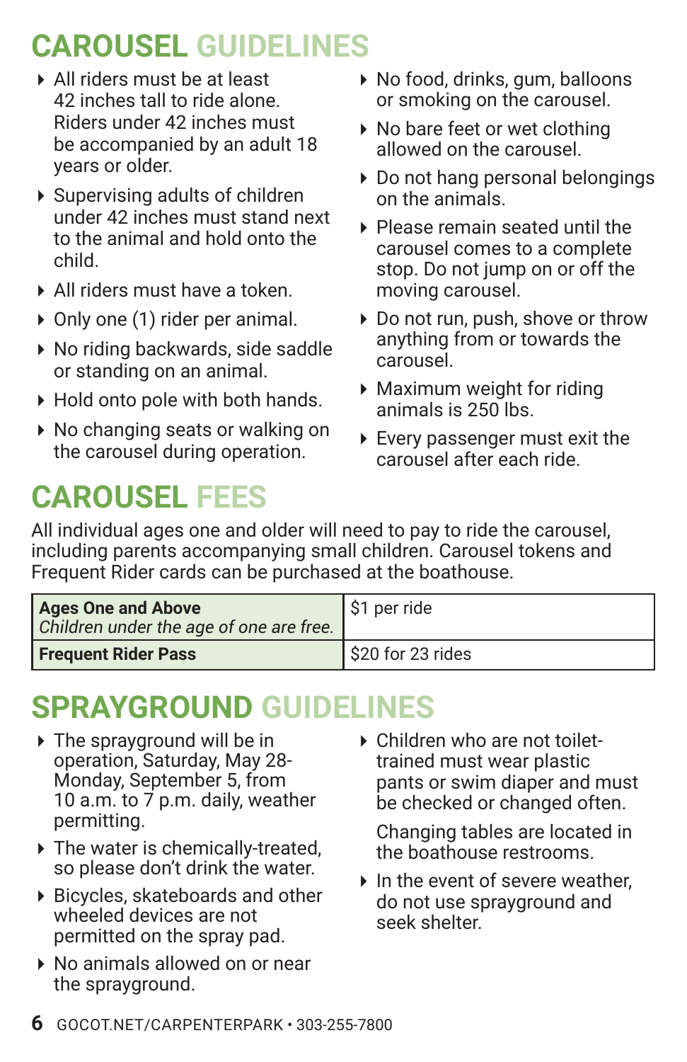# CAROUSEL GUIDELINES

- All riders must be at least 42 inches tall to ride alone. Riders under 42 inches must be accompanied by an adult 18 years or older.
- Supervising adults of children under 42 inches must stand next to the animal and hold onto the child.
- All riders must have a token.
- Only one (1) rider per animal.
- No riding backwards, side saddle or standing on an animal.
- Hold onto pole with both hands.
- No changing seats or walking on the carousel during operation.
- No food, drinks, gum, balloons or smoking on the carousel.
- No bare feet or wet clothing allowed on the carousel.
- Do not hang personal belongings on the animals.
- Please remain seated until the carousel comes to a complete stop. Do not jump on or off the moving carousel.
- Do not run, push, shove or throw anything from or towards the carousel.
- Maximum weight for riding animals is 250 lbs.
- Every passenger must exit the carousel after each ride.

# CAROUSEL FEES

All individual ages one and older will need to pay to ride the carousel, including parents accompanying small children. Carousel tokens and Frequent Rider cards can be purchased at the boathouse.

| | |
|---|---|
| **Ages One and Above** *Children under the age of one are free.* | $1 per ride |
| **Frequent Rider Pass** | $20 for 23 rides |

# SPRAYGROUND GUIDELINES

- The sprayground will be in operation, Saturday, May 28-Monday, September 5, from 10 a.m. to 7 p.m. daily, weather permitting.
- The water is chemically-treated, so please don't drink the water.
- Bicycles, skateboards and other wheeled devices are not permitted on the spray pad.
- No animals allowed on or near the sprayground.
- Children who are not toilet-trained must wear plastic pants or swim diaper and must be checked or changed often.

  Changing tables are located in the boathouse restrooms.
- In the event of severe weather, do not use sprayground and seek shelter.